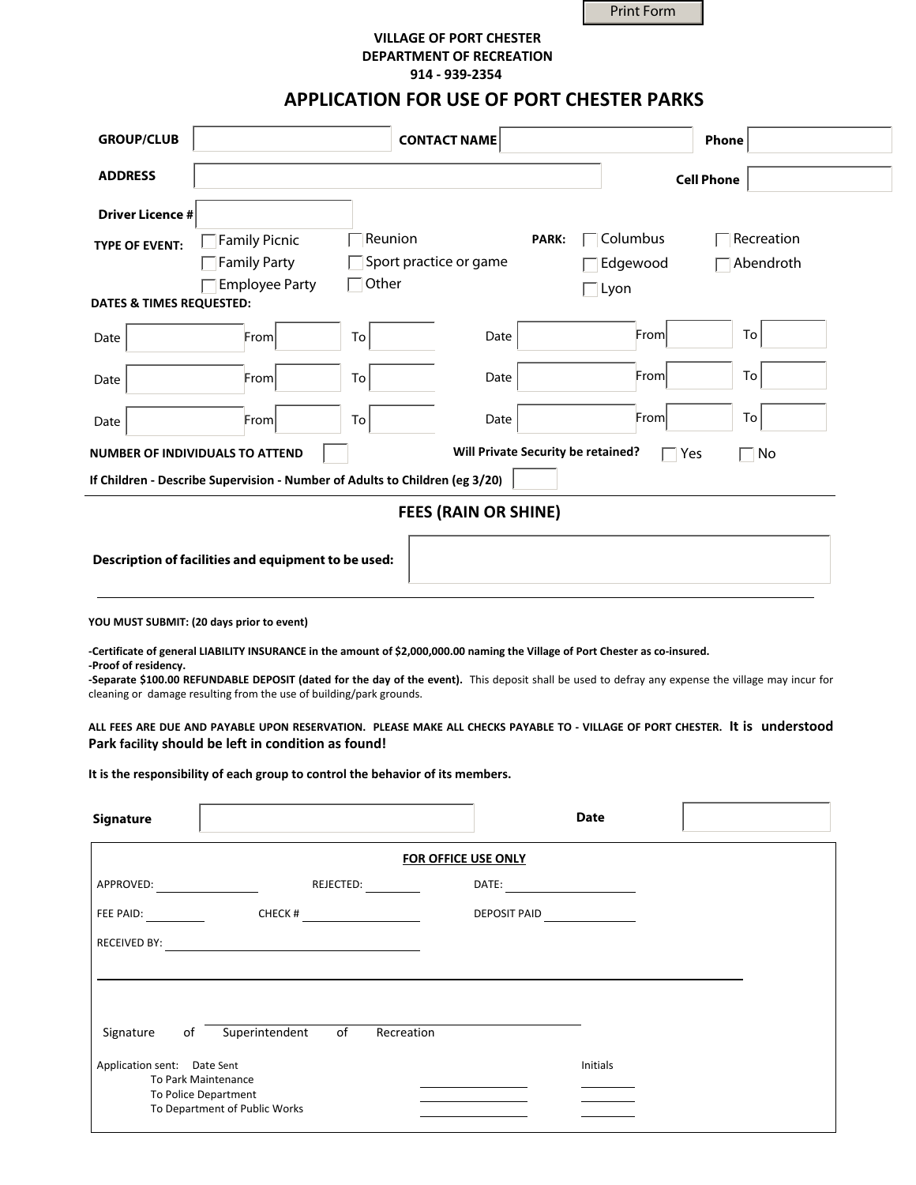Print Form

**VILLAGE OF PORT CHESTER**
**DEPARTMENT OF RECREATION**
**914 - 939-2354**

# APPLICATION FOR USE OF PORT CHESTER PARKS

**GROUP/CLUB** ____________ **CONTACT NAME** ____________ **Phone** ____________

**ADDRESS** ____________ **Cell Phone** ____________

**Driver Licence #** ____________

**TYPE OF EVENT:**
- ☐ Family Picnic
- ☐ Family Party
- ☐ Employee Party
- ☐ Reunion
- ☐ Sport practice or game
- ☐ Other

**PARK:**
- ☐ Columbus
- ☐ Edgewood
- ☐ Lyon
- ☐ Recreation
- ☐ Abendroth

**DATES & TIMES REQUESTED:**

| Date | From | To | Date | From | To |
|---|---|---|---|---|---|
| | | | | | |
| | | | | | |
| | | | | | |

**NUMBER OF INDIVIDUALS TO ATTEND** ____ **Will Private Security be retained?** ☐ Yes ☐ No

**If Children - Describe Supervision - Number of Adults to Children (eg 3/20)** ____

## FEES (RAIN OR SHINE)

**Description of facilities and equipment to be used:** ____________

**YOU MUST SUBMIT: (20 days prior to event)**

**-Certificate of general LIABILITY INSURANCE in the amount of $2,000,000.00 naming the Village of Port Chester as co-insured.**
**-Proof of residency.**
**-Separate $100.00 REFUNDABLE DEPOSIT (dated for the day of the event).** This deposit shall be used to defray any expense the village may incur for cleaning or damage resulting from the use of building/park grounds.

**ALL FEES ARE DUE AND PAYABLE UPON RESERVATION. PLEASE MAKE ALL CHECKS PAYABLE TO - VILLAGE OF PORT CHESTER. It is understood Park facility should be left in condition as found!**

**It is the responsibility of each group to control the behavior of its members.**

**Signature** ____________ **Date** ____________

**FOR OFFICE USE ONLY**

APPROVED: ________ REJECTED: ________ DATE: ________

FEE PAID: ________ CHECK # ________ DEPOSIT PAID ________

RECEIVED BY: ________

Signature of Superintendent of Recreation ________________

Application sent: Date Sent Initials
To Park Maintenance ________ ________
To Police Department ________ ________
To Department of Public Works ________ ________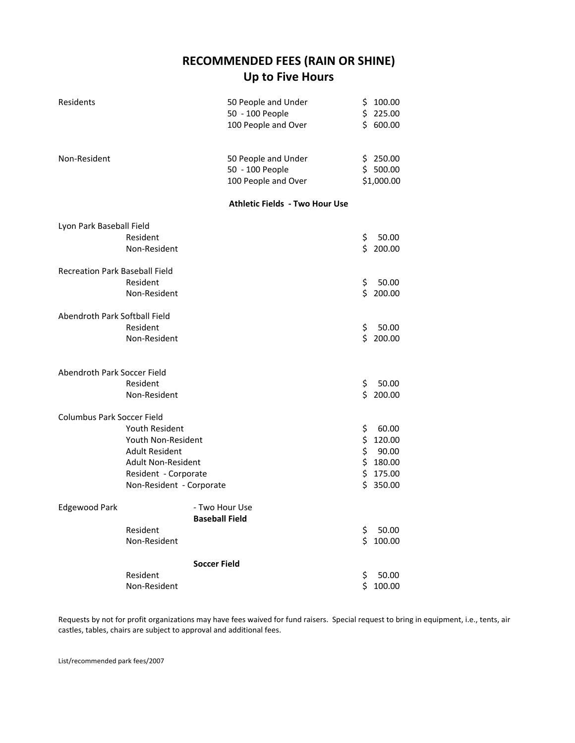# RECOMMENDED FEES (RAIN OR SHINE)
## Up to Five Hours

| | | |
|---|---|---|
| Residents | 50 People and Under | $ 100.00 |
| | 50 - 100 People | $ 225.00 |
| | 100 People and Over | $ 600.00 |
| Non-Resident | 50 People and Under | $ 250.00 |
| | 50 - 100 People | $ 500.00 |
| | 100 People and Over | $1,000.00 |

### Athletic Fields - Two Hour Use

| | |
|---|---|
| **Lyon Park Baseball Field** | |
| Resident | $ 50.00 |
| Non-Resident | $ 200.00 |
| **Recreation Park Baseball Field** | |
| Resident | $ 50.00 |
| Non-Resident | $ 200.00 |
| **Abendroth Park Softball Field** | |
| Resident | $ 50.00 |
| Non-Resident | $ 200.00 |
| **Abendroth Park Soccer Field** | |
| Resident | $ 50.00 |
| Non-Resident | $ 200.00 |
| **Columbus Park Soccer Field** | |
| Youth Resident | $ 60.00 |
| Youth Non-Resident | $ 120.00 |
| Adult Resident | $ 90.00 |
| Adult Non-Resident | $ 180.00 |
| Resident - Corporate | $ 175.00 |
| Non-Resident - Corporate | $ 350.00 |
| **Edgewood Park** - Two Hour Use | |
| **Baseball Field** | |
| Resident | $ 50.00 |
| Non-Resident | $ 100.00 |
| **Soccer Field** | |
| Resident | $ 50.00 |
| Non-Resident | $ 100.00 |

Requests by not for profit organizations may have fees waived for fund raisers. Special request to bring in equipment, i.e., tents, air castles, tables, chairs are subject to approval and additional fees.

List/recommended park fees/2007